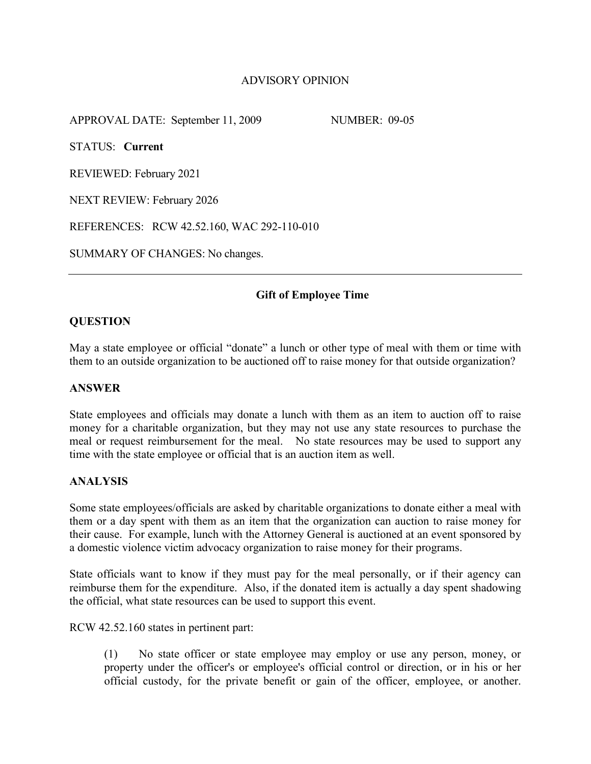# ADVISORY OPINION

APPROVAL DATE: September 11, 2009 NUMBER: 09-05

STATUS: **Current**

REVIEWED: February 2021

NEXT REVIEW: February 2026

REFERENCES: RCW 42.52.160, WAC 292-110-010

SUMMARY OF CHANGES: No changes.

---

## Gift of Employee Time

### QUESTION

May a state employee or official "donate" a lunch or other type of meal with them or time with them to an outside organization to be auctioned off to raise money for that outside organization?

### ANSWER

State employees and officials may donate a lunch with them as an item to auction off to raise money for a charitable organization, but they may not use any state resources to purchase the meal or request reimbursement for the meal. No state resources may be used to support any time with the state employee or official that is an auction item as well.

### ANALYSIS

Some state employees/officials are asked by charitable organizations to donate either a meal with them or a day spent with them as an item that the organization can auction to raise money for their cause. For example, lunch with the Attorney General is auctioned at an event sponsored by a domestic violence victim advocacy organization to raise money for their programs.

State officials want to know if they must pay for the meal personally, or if their agency can reimburse them for the expenditure. Also, if the donated item is actually a day spent shadowing the official, what state resources can be used to support this event.

RCW 42.52.160 states in pertinent part:

> (1) No state officer or state employee may employ or use any person, money, or property under the officer's or employee's official control or direction, or in his or her official custody, for the private benefit or gain of the officer, employee, or another.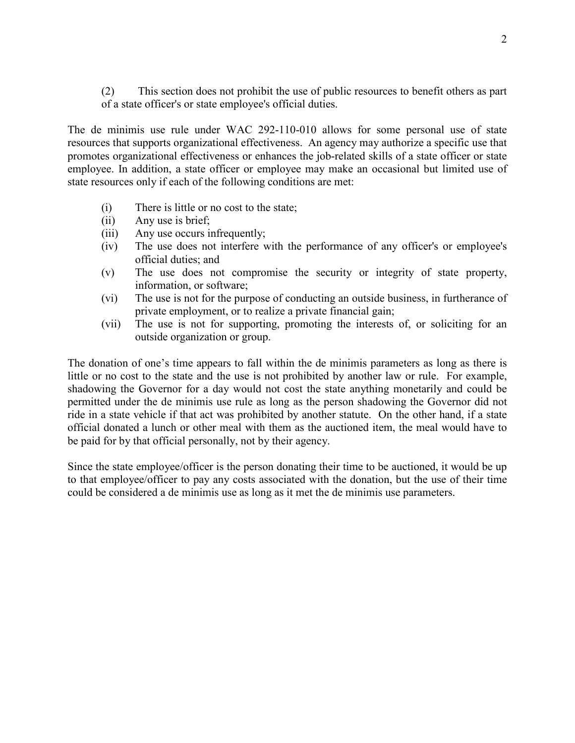(2) This section does not prohibit the use of public resources to benefit others as part of a state officer's or state employee's official duties.

The de minimis use rule under WAC 292-110-010 allows for some personal use of state resources that supports organizational effectiveness. An agency may authorize a specific use that promotes organizational effectiveness or enhances the job-related skills of a state officer or state employee. In addition, a state officer or employee may make an occasional but limited use of state resources only if each of the following conditions are met:

(i) There is little or no cost to the state;
(ii) Any use is brief;
(iii) Any use occurs infrequently;
(iv) The use does not interfere with the performance of any officer's or employee's official duties; and
(v) The use does not compromise the security or integrity of state property, information, or software;
(vi) The use is not for the purpose of conducting an outside business, in furtherance of private employment, or to realize a private financial gain;
(vii) The use is not for supporting, promoting the interests of, or soliciting for an outside organization or group.

The donation of one's time appears to fall within the de minimis parameters as long as there is little or no cost to the state and the use is not prohibited by another law or rule. For example, shadowing the Governor for a day would not cost the state anything monetarily and could be permitted under the de minimis use rule as long as the person shadowing the Governor did not ride in a state vehicle if that act was prohibited by another statute. On the other hand, if a state official donated a lunch or other meal with them as the auctioned item, the meal would have to be paid for by that official personally, not by their agency.

Since the state employee/officer is the person donating their time to be auctioned, it would be up to that employee/officer to pay any costs associated with the donation, but the use of their time could be considered a de minimis use as long as it met the de minimis use parameters.